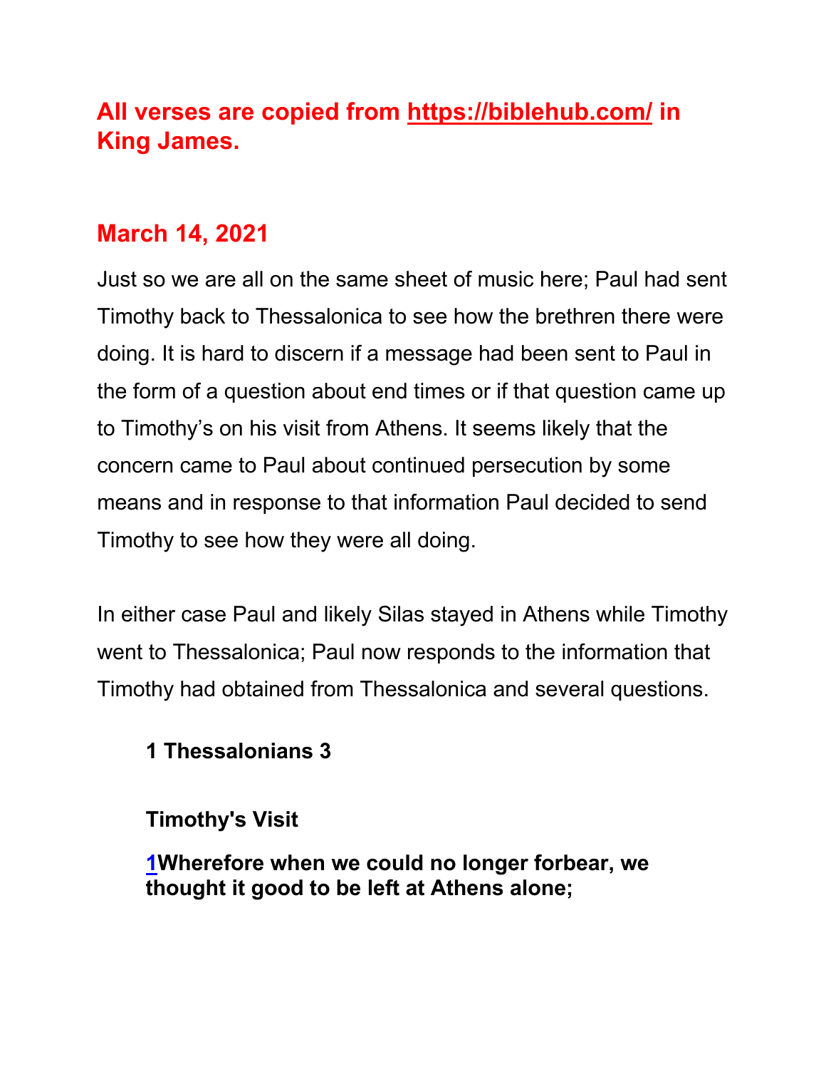## **All verses are copied from https://biblehub.com/ in King James.**

## **March 14, 2021**

Just so we are all on the same sheet of music here; Paul had sent Timothy back to Thessalonica to see how the brethren there were doing. It is hard to discern if a message had been sent to Paul in the form of a question about end times or if that question came up to Timothy's on his visit from Athens. It seems likely that the concern came to Paul about continued persecution by some means and in response to that information Paul decided to send Timothy to see how they were all doing.

In either case Paul and likely Silas stayed in Athens while Timothy went to Thessalonica; Paul now responds to the information that Timothy had obtained from Thessalonica and several questions.

> **1 Thessalonians 3**
>
> **Timothy's Visit**
>
> **1Wherefore when we could no longer forbear, we thought it good to be left at Athens alone;**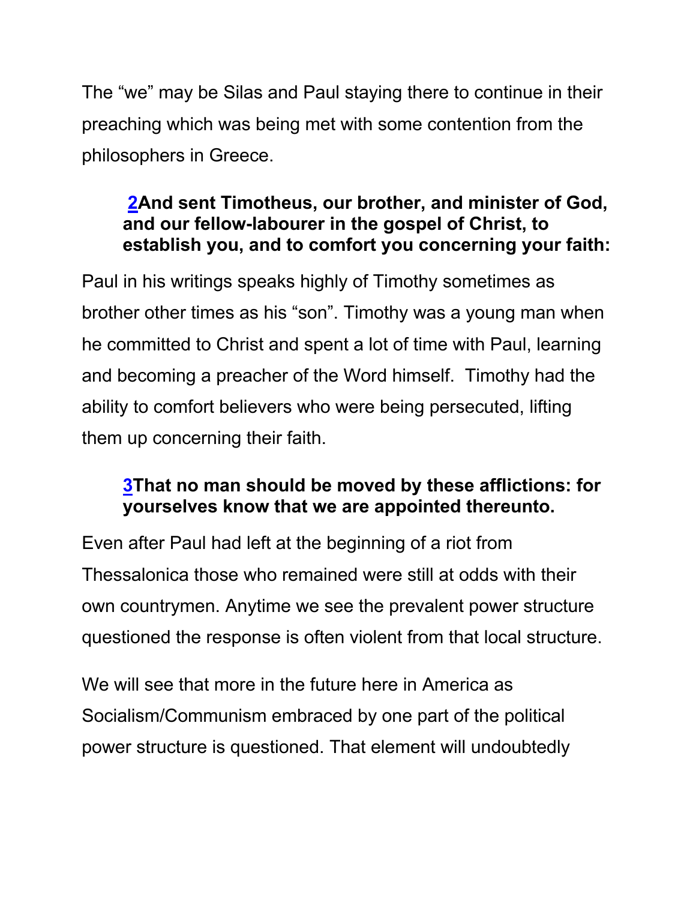The “we” may be Silas and Paul staying there to continue in their preaching which was being met with some contention from the philosophers in Greece.

> **[2](#)And sent Timotheus, our brother, and minister of God, and our fellow-labourer in the gospel of Christ, to establish you, and to comfort you concerning your faith:**

Paul in his writings speaks highly of Timothy sometimes as brother other times as his “son”. Timothy was a young man when he committed to Christ and spent a lot of time with Paul, learning and becoming a preacher of the Word himself. Timothy had the ability to comfort believers who were being persecuted, lifting them up concerning their faith.

> **[3](#)That no man should be moved by these afflictions: for yourselves know that we are appointed thereunto.**

Even after Paul had left at the beginning of a riot from Thessalonica those who remained were still at odds with their own countrymen. Anytime we see the prevalent power structure questioned the response is often violent from that local structure.

We will see that more in the future here in America as Socialism/Communism embraced by one part of the political power structure is questioned. That element will undoubtedly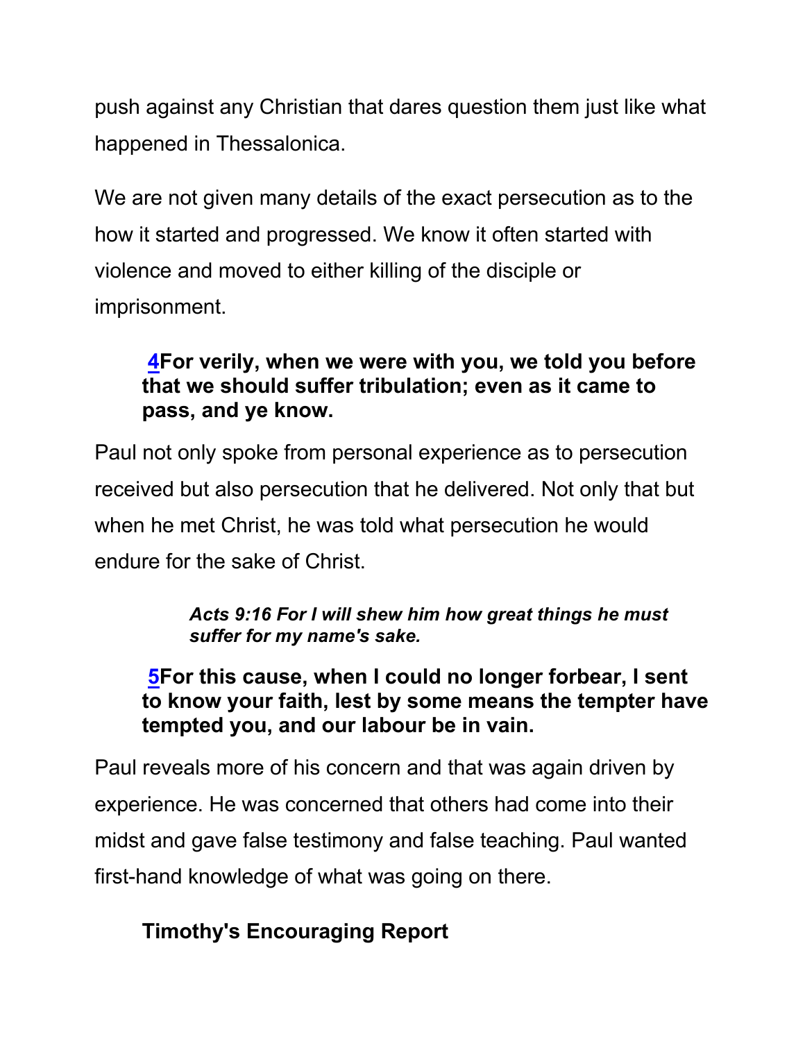push against any Christian that dares question them just like what happened in Thessalonica.

We are not given many details of the exact persecution as to the how it started and progressed. We know it often started with violence and moved to either killing of the disciple or imprisonment.

> **4For verily, when we were with you, we told you before that we should suffer tribulation; even as it came to pass, and ye know.**

Paul not only spoke from personal experience as to persecution received but also persecution that he delivered. Not only that but when he met Christ, he was told what persecution he would endure for the sake of Christ.

> ***Acts 9:16 For I will shew him how great things he must suffer for my name's sake.***

> **5For this cause, when I could no longer forbear, I sent to know your faith, lest by some means the tempter have tempted you, and our labour be in vain.**

Paul reveals more of his concern and that was again driven by experience. He was concerned that others had come into their midst and gave false testimony and false teaching. Paul wanted first-hand knowledge of what was going on there.

### Timothy's Encouraging Report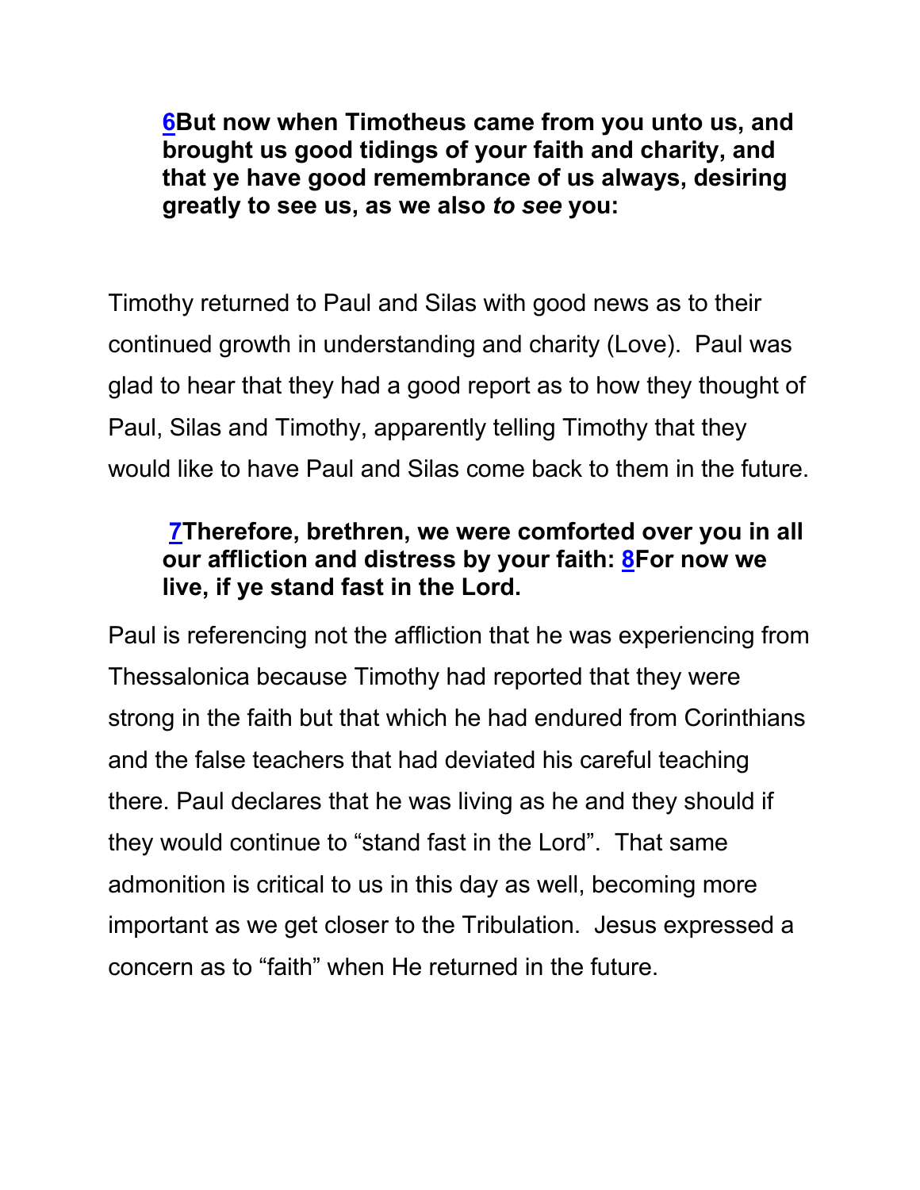**6But now when Timotheus came from you unto us, and brought us good tidings of your faith and charity, and that ye have good remembrance of us always, desiring greatly to see us, as we also *to see* you:**

Timothy returned to Paul and Silas with good news as to their continued growth in understanding and charity (Love). Paul was glad to hear that they had a good report as to how they thought of Paul, Silas and Timothy, apparently telling Timothy that they would like to have Paul and Silas come back to them in the future.

**7Therefore, brethren, we were comforted over you in all our affliction and distress by your faith: 8For now we live, if ye stand fast in the Lord.**

Paul is referencing not the affliction that he was experiencing from Thessalonica because Timothy had reported that they were strong in the faith but that which he had endured from Corinthians and the false teachers that had deviated his careful teaching there. Paul declares that he was living as he and they should if they would continue to "stand fast in the Lord". That same admonition is critical to us in this day as well, becoming more important as we get closer to the Tribulation. Jesus expressed a concern as to "faith" when He returned in the future.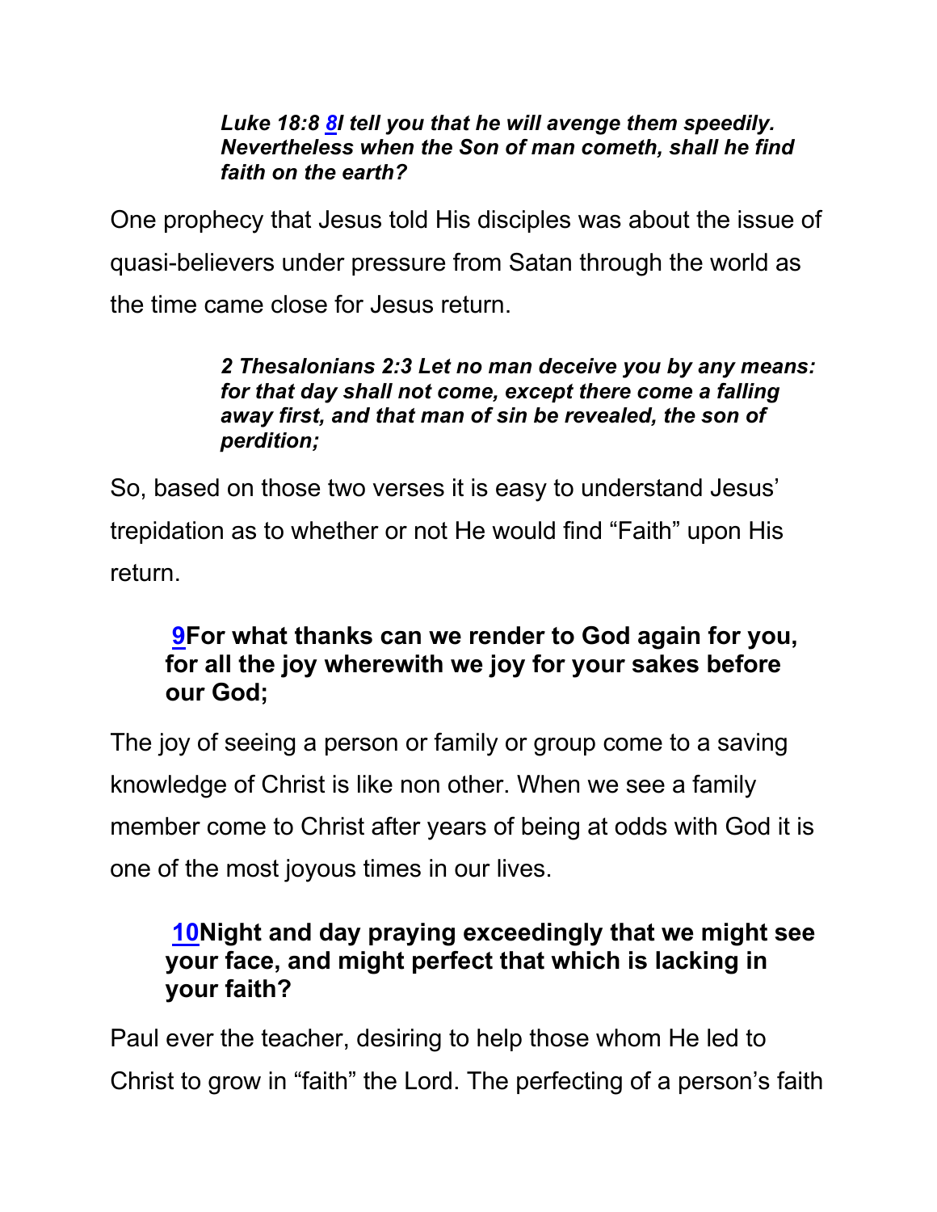***Luke 18:8 8I tell you that he will avenge them speedily. Nevertheless when the Son of man cometh, shall he find faith on the earth?***

One prophecy that Jesus told His disciples was about the issue of quasi-believers under pressure from Satan through the world as the time came close for Jesus return.

***2 Thesalonians 2:3 Let no man deceive you by any means: for that day shall not come, except there come a falling away first, and that man of sin be revealed, the son of perdition;***

So, based on those two verses it is easy to understand Jesus' trepidation as to whether or not He would find "Faith" upon His return.

**9For what thanks can we render to God again for you, for all the joy wherewith we joy for your sakes before our God;**

The joy of seeing a person or family or group come to a saving knowledge of Christ is like non other. When we see a family member come to Christ after years of being at odds with God it is one of the most joyous times in our lives.

**10Night and day praying exceedingly that we might see your face, and might perfect that which is lacking in your faith?**

Paul ever the teacher, desiring to help those whom He led to Christ to grow in "faith" the Lord. The perfecting of a person's faith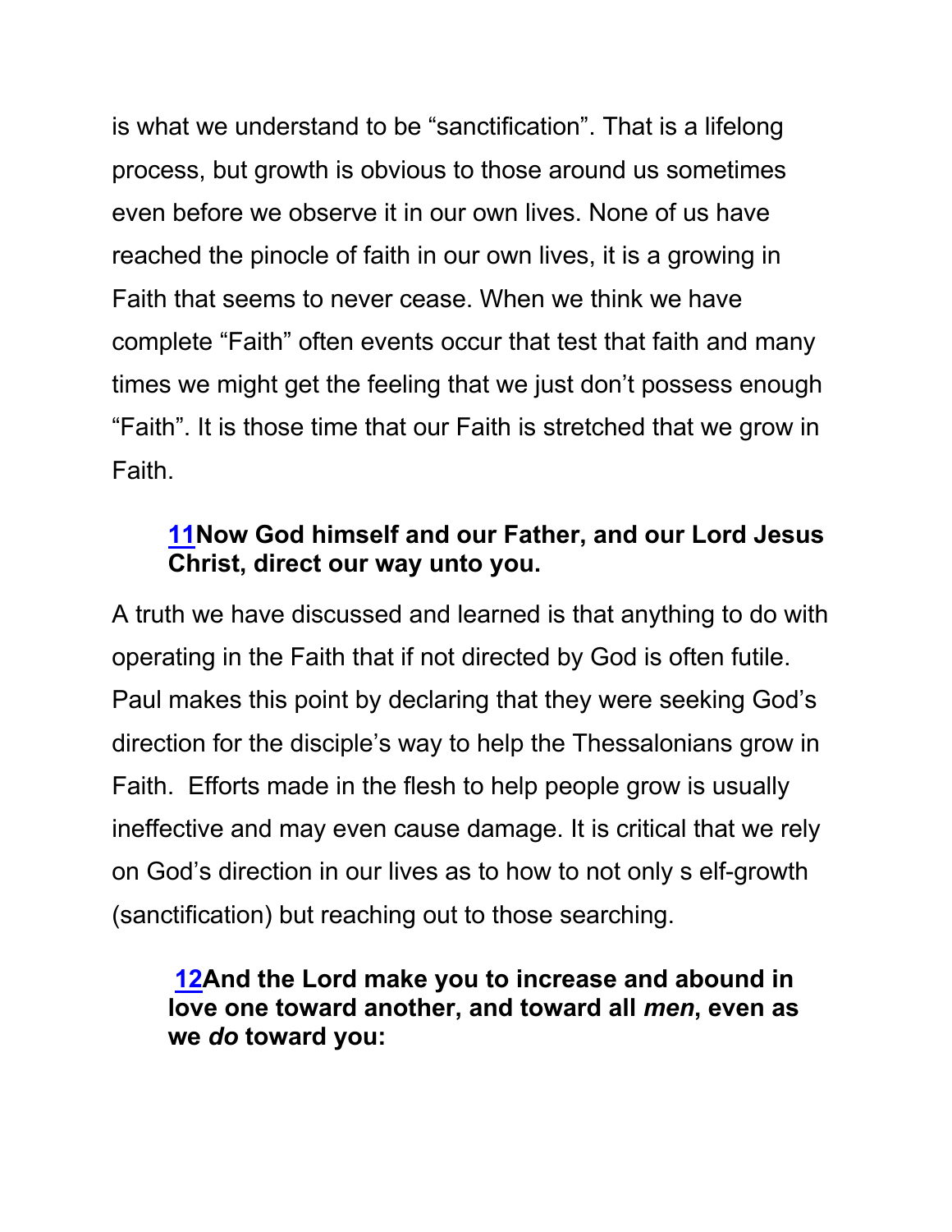is what we understand to be “sanctification”. That is a lifelong process, but growth is obvious to those around us sometimes even before we observe it in our own lives. None of us have reached the pinocle of faith in our own lives, it is a growing in Faith that seems to never cease. When we think we have complete “Faith” often events occur that test that faith and many times we might get the feeling that we just don’t possess enough “Faith”. It is those time that our Faith is stretched that we grow in Faith.

> **11Now God himself and our Father, and our Lord Jesus Christ, direct our way unto you.**

A truth we have discussed and learned is that anything to do with operating in the Faith that if not directed by God is often futile. Paul makes this point by declaring that they were seeking God’s direction for the disciple’s way to help the Thessalonians grow in Faith. Efforts made in the flesh to help people grow is usually ineffective and may even cause damage. It is critical that we rely on God’s direction in our lives as to how to not only s elf-growth (sanctification) but reaching out to those searching.

> **12And the Lord make you to increase and abound in love one toward another, and toward all *men*, even as we *do* toward you:**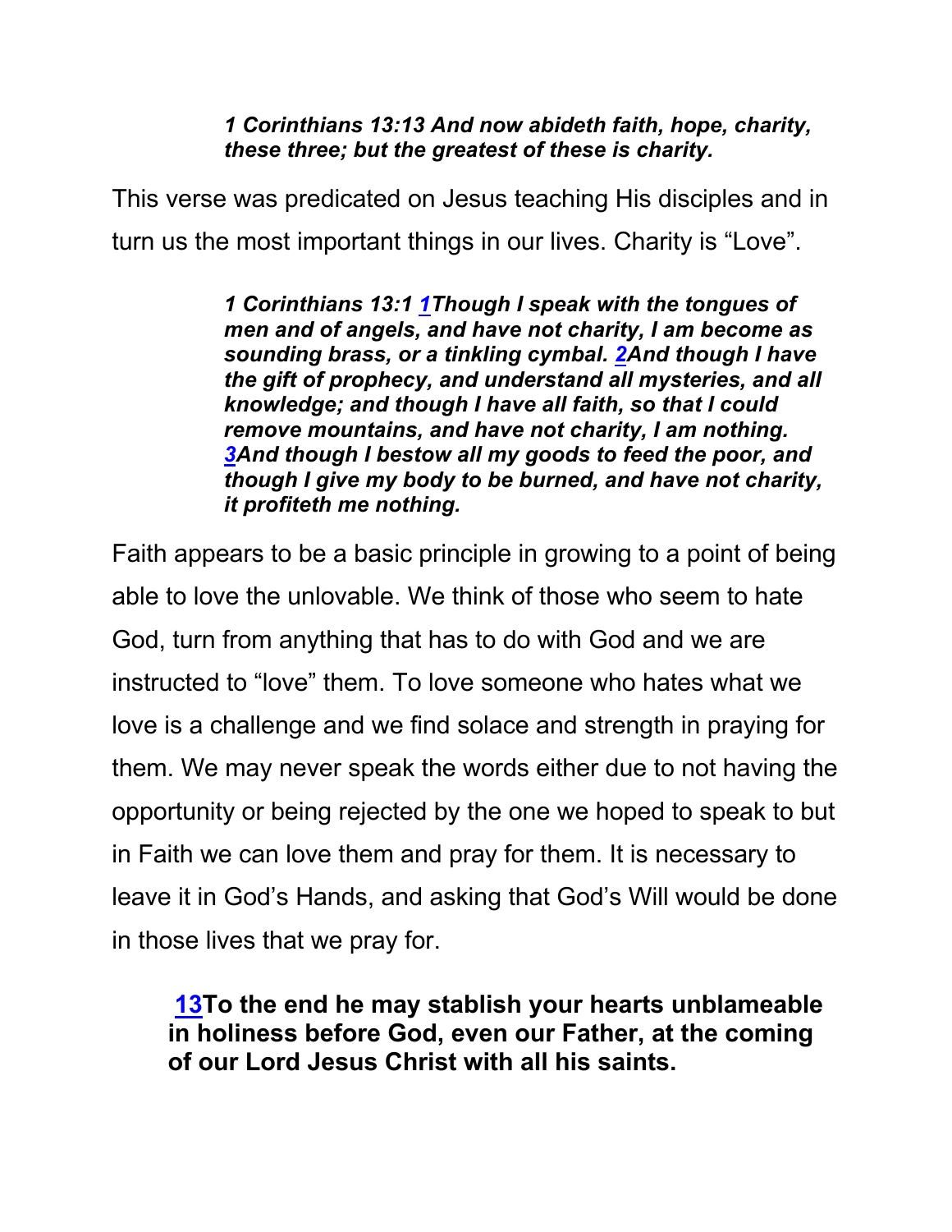***1 Corinthians 13:13 And now abideth faith, hope, charity, these three; but the greatest of these is charity.***

This verse was predicated on Jesus teaching His disciples and in turn us the most important things in our lives. Charity is "Love".

***1 Corinthians 13:1 [1](#)Though I speak with the tongues of men and of angels, and have not charity, I am become as sounding brass, or a tinkling cymbal. [2](#)And though I have the gift of prophecy, and understand all mysteries, and all knowledge; and though I have all faith, so that I could remove mountains, and have not charity, I am nothing. [3](#)And though I bestow all my goods to feed the poor, and though I give my body to be burned, and have not charity, it profiteth me nothing.***

Faith appears to be a basic principle in growing to a point of being able to love the unlovable. We think of those who seem to hate God, turn from anything that has to do with God and we are instructed to "love" them. To love someone who hates what we love is a challenge and we find solace and strength in praying for them. We may never speak the words either due to not having the opportunity or being rejected by the one we hoped to speak to but in Faith we can love them and pray for them. It is necessary to leave it in God's Hands, and asking that God's Will would be done in those lives that we pray for.

**[13](#)To the end he may stablish your hearts unblameable in holiness before God, even our Father, at the coming of our Lord Jesus Christ with all his saints.**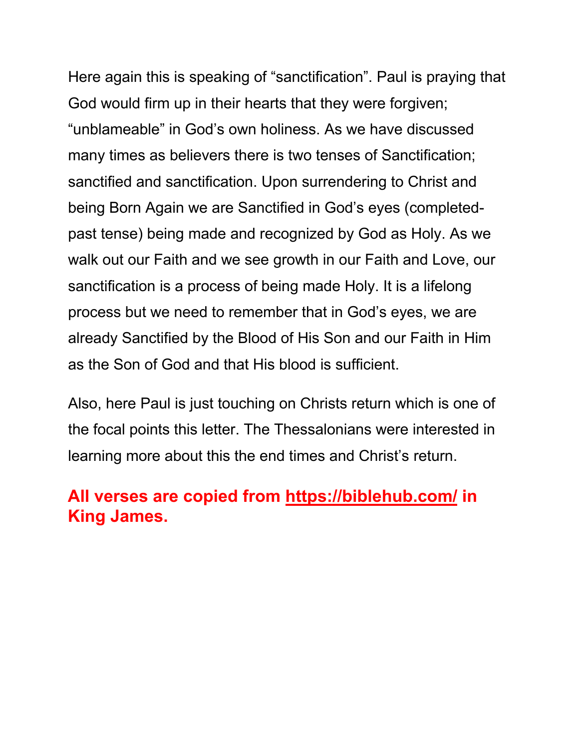Here again this is speaking of “sanctification”. Paul is praying that God would firm up in their hearts that they were forgiven; “unblameable” in God’s own holiness. As we have discussed many times as believers there is two tenses of Sanctification; sanctified and sanctification. Upon surrendering to Christ and being Born Again we are Sanctified in God’s eyes (completed-past tense) being made and recognized by God as Holy. As we walk out our Faith and we see growth in our Faith and Love, our sanctification is a process of being made Holy. It is a lifelong process but we need to remember that in God’s eyes, we are already Sanctified by the Blood of His Son and our Faith in Him as the Son of God and that His blood is sufficient.

Also, here Paul is just touching on Christs return which is one of the focal points this letter. The Thessalonians were interested in learning more about this the end times and Christ’s return.

**All verses are copied from [https://biblehub.com/](https://biblehub.com/) in King James.**